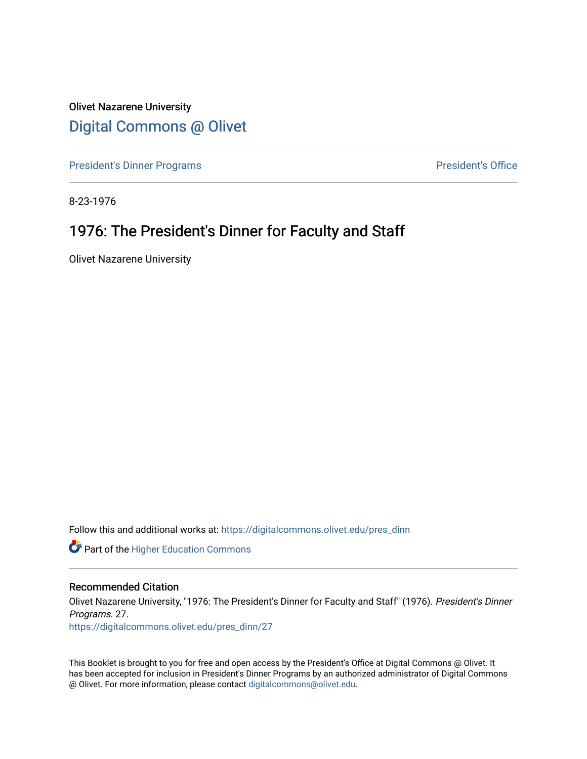Olivet Nazarene University

# Digital Commons @ Olivet

President's Dinner Programs | President's Office

8-23-1976

## 1976: The President's Dinner for Faculty and Staff

Olivet Nazarene University

Follow this and additional works at: https://digitalcommons.olivet.edu/pres_dinn

Part of the Higher Education Commons

### Recommended Citation

Olivet Nazarene University, "1976: The President's Dinner for Faculty and Staff" (1976). *President's Dinner Programs*. 27.
https://digitalcommons.olivet.edu/pres_dinn/27

This Booklet is brought to you for free and open access by the President's Office at Digital Commons @ Olivet. It has been accepted for inclusion in President's Dinner Programs by an authorized administrator of Digital Commons @ Olivet. For more information, please contact digitalcommons@olivet.edu.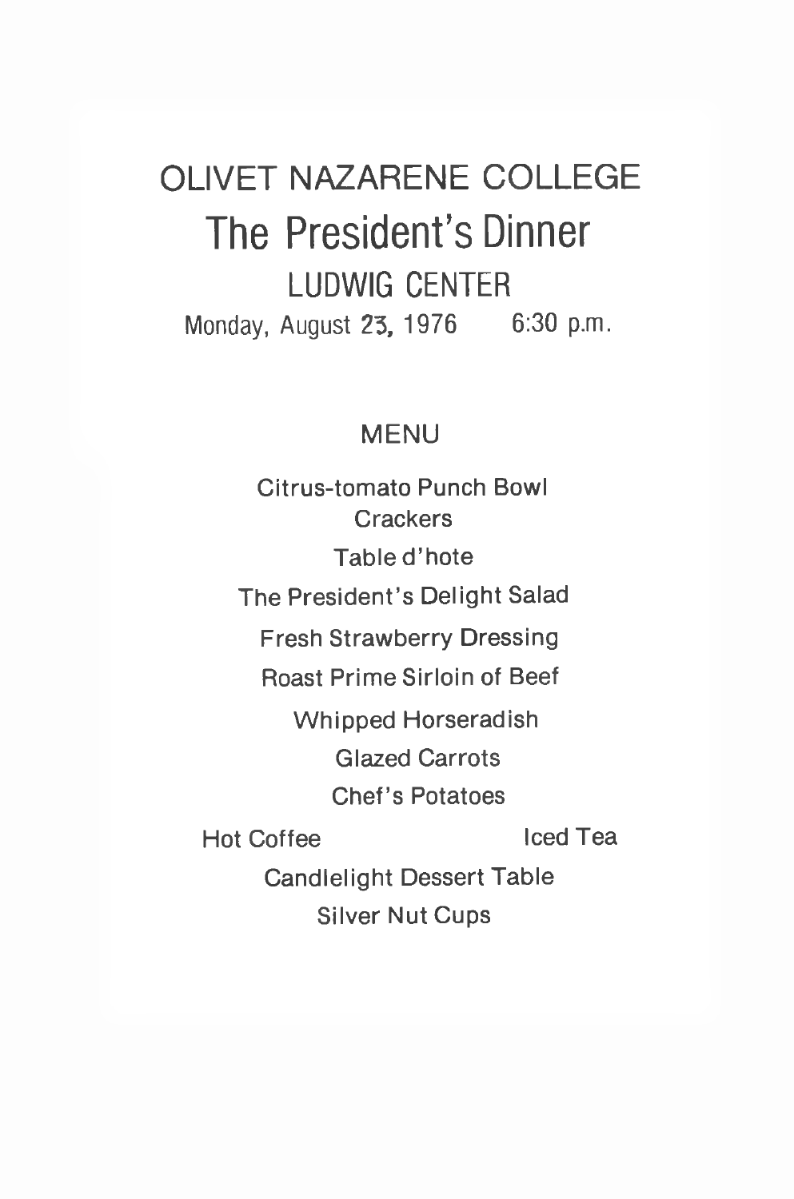# OLIVET NAZARENE COLLEGE

# The President's Dinner

## LUDWIG CENTER

Monday, August 23, 1976 6:30 p.m.

## MENU

Citrus-tomato Punch Bowl

Crackers

Table d'hote

The President's Delight Salad

Fresh Strawberry Dressing

Roast Prime Sirloin of Beef

Whipped Horseradish

Glazed Carrots

Chef's Potatoes

Hot Coffee Iced Tea

Candlelight Dessert Table

Silver Nut Cups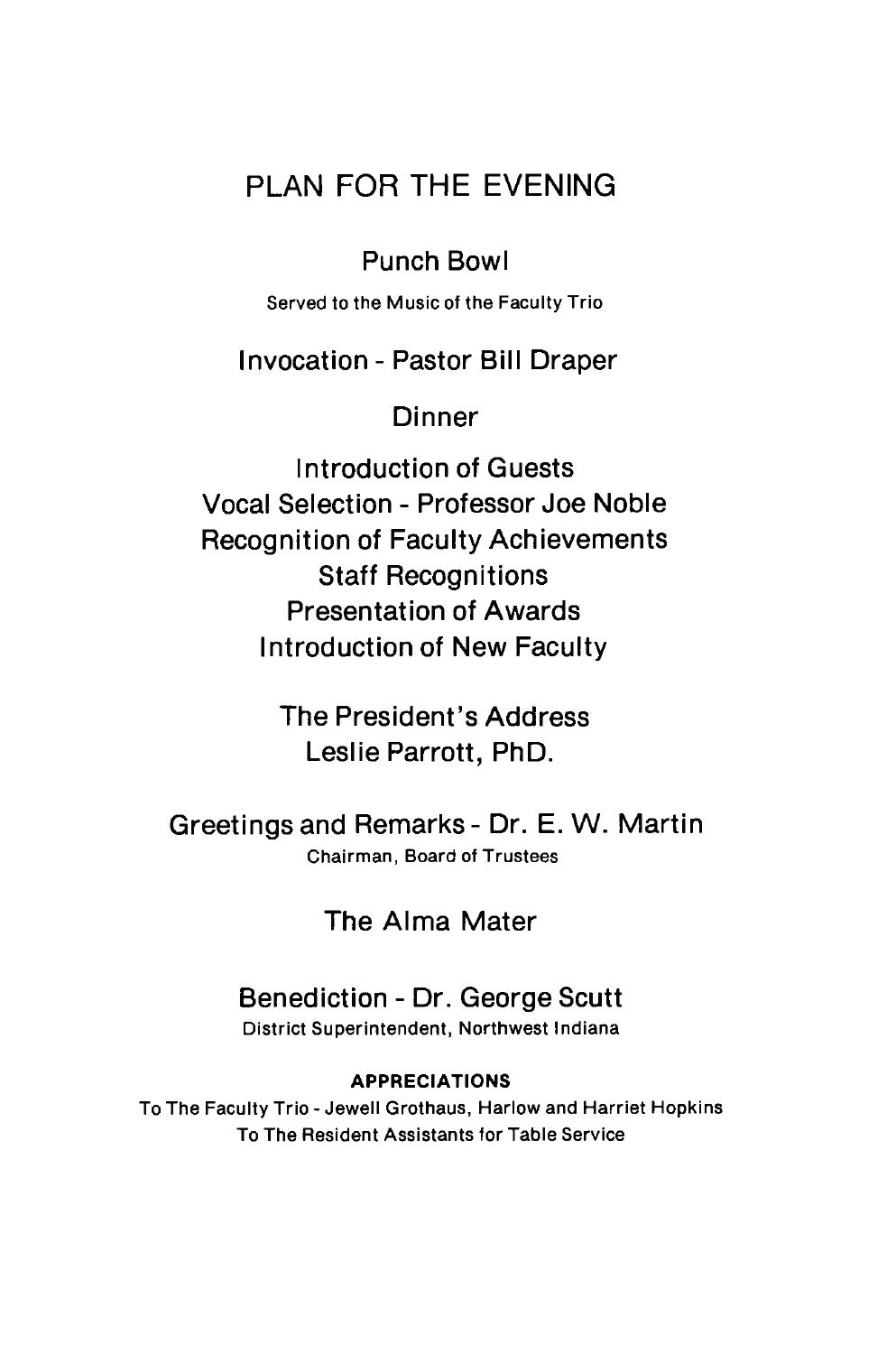# PLAN FOR THE EVENING

Punch Bowl

Served to the Music of the Faculty Trio

Invocation - Pastor Bill Draper

Dinner

Introduction of Guests
Vocal Selection - Professor Joe Noble
Recognition of Faculty Achievements
Staff Recognitions
Presentation of Awards
Introduction of New Faculty

The President's Address
Leslie Parrott, PhD.

Greetings and Remarks - Dr. E. W. Martin
Chairman, Board of Trustees

The Alma Mater

Benediction - Dr. George Scutt
District Superintendent, Northwest Indiana

**APPRECIATIONS**

To The Faculty Trio - Jewell Grothaus, Harlow and Harriet Hopkins
To The Resident Assistants for Table Service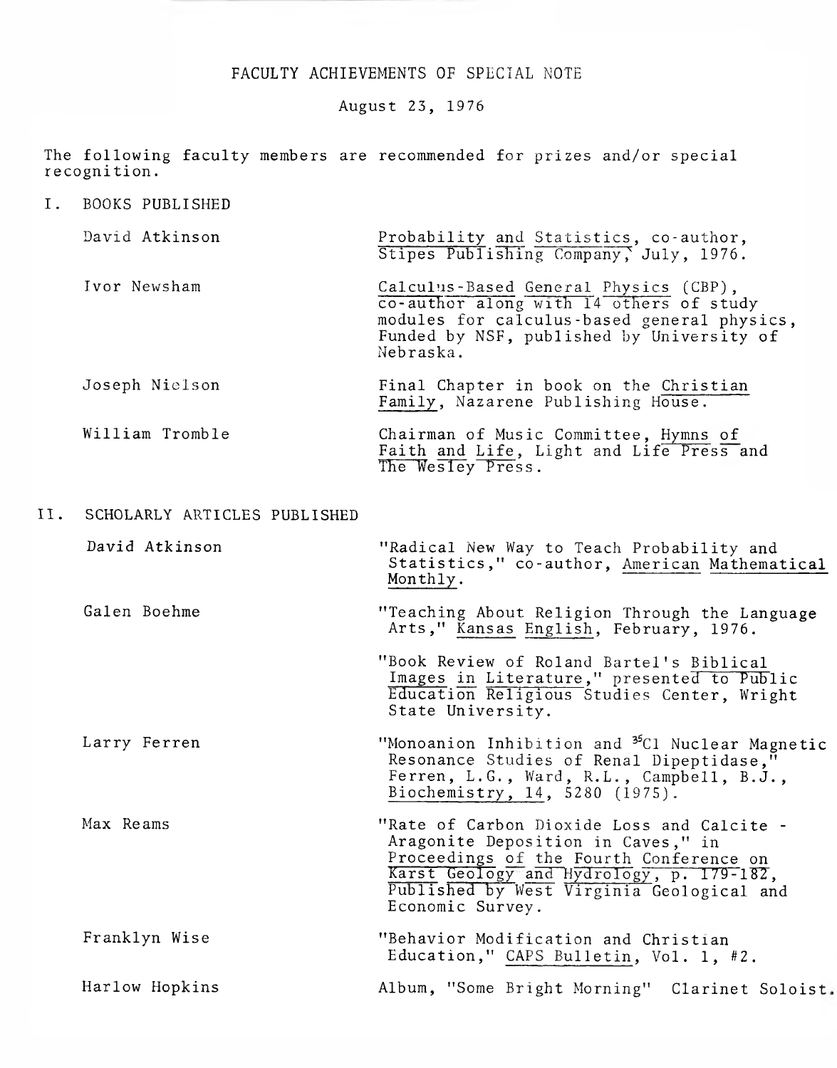# FACULTY ACHIEVEMENTS OF SPECIAL NOTE

August 23, 1976

The following faculty members are recommended for prizes and/or special recognition.

## I. BOOKS PUBLISHED

| | |
|---|---|
| David Atkinson | Probability and Statistics, co-author, Stipes Publishing Company, July, 1976. |
| Ivor Newsham | Calculus-Based General Physics (CBP), co-author along with 14 others of study modules for calculus-based general physics, Funded by NSF, published by University of Nebraska. |
| Joseph Nielson | Final Chapter in book on the Christian Family, Nazarene Publishing House. |
| William Tromble | Chairman of Music Committee, Hymns of Faith and Life, Light and Life Press and The Wesley Press. |

## II. SCHOLARLY ARTICLES PUBLISHED

| | |
|---|---|
| David Atkinson | "Radical New Way to Teach Probability and Statistics," co-author, American Mathematical Monthly. |
| Galen Boehme | "Teaching About Religion Through the Language Arts," Kansas English, February, 1976. |
| | "Book Review of Roland Bartel's Biblical Images in Literature," presented to Public Education Religious Studies Center, Wright State University. |
| Larry Ferren | "Monoanion Inhibition and $^{35}$Cl Nuclear Magnetic Resonance Studies of Renal Dipeptidase," Ferren, L.G., Ward, R.L., Campbell, B.J., Biochemistry, 14, 5280 (1975). |
| Max Reams | "Rate of Carbon Dioxide Loss and Calcite - Aragonite Deposition in Caves," in Proceedings of the Fourth Conference on Karst Geology and Hydrology, p. 179-182, Published by West Virginia Geological and Economic Survey. |
| Franklyn Wise | "Behavior Modification and Christian Education," CAPS Bulletin, Vol. 1, #2. |
| Harlow Hopkins | Album, "Some Bright Morning" Clarinet Soloist. |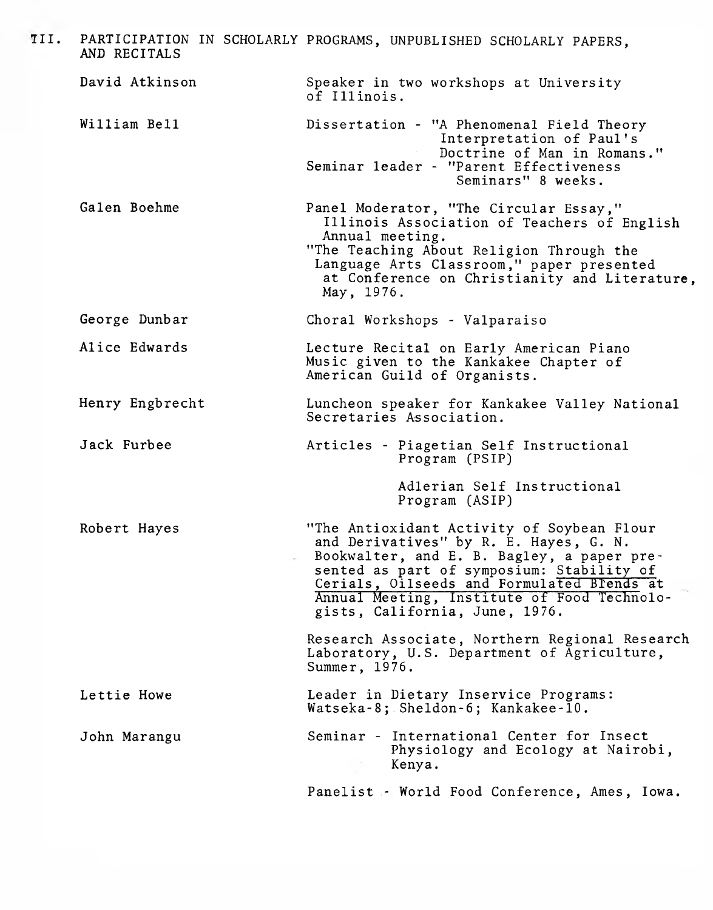## III. PARTICIPATION IN SCHOLARLY PROGRAMS, UNPUBLISHED SCHOLARLY PAPERS, AND RECITALS

**David Atkinson**

Speaker in two workshops at University of Illinois.

**William Bell**

Dissertation - "A Phenomenal Field Theory Interpretation of Paul's Doctrine of Man in Romans."

Seminar leader - "Parent Effectiveness Seminars" 8 weeks.

**Galen Boehme**

Panel Moderator, "The Circular Essay," Illinois Association of Teachers of English Annual meeting.

"The Teaching About Religion Through the Language Arts Classroom," paper presented at Conference on Christianity and Literature, May, 1976.

**George Dunbar**

Choral Workshops - Valparaiso

**Alice Edwards**

Lecture Recital on Early American Piano Music given to the Kankakee Chapter of American Guild of Organists.

**Henry Engbrecht**

Luncheon speaker for Kankakee Valley National Secretaries Association.

**Jack Furbee**

Articles - Piagetian Self Instructional Program (PSIP)

Adlerian Self Instructional Program (ASIP)

**Robert Hayes**

"The Antioxidant Activity of Soybean Flour and Derivatives" by R. E. Hayes, G. N. Bookwalter, and E. B. Bagley, a paper presented as part of symposium: Stability of Cerials, Oilseeds and Formulated Blends at Annual Meeting, Institute of Food Technologists, California, June, 1976.

Research Associate, Northern Regional Research Laboratory, U.S. Department of Agriculture, Summer, 1976.

**Lettie Howe**

Leader in Dietary Inservice Programs: Watseka-8; Sheldon-6; Kankakee-10.

**John Marangu**

Seminar - International Center for Insect Physiology and Ecology at Nairobi, Kenya.

Panelist - World Food Conference, Ames, Iowa.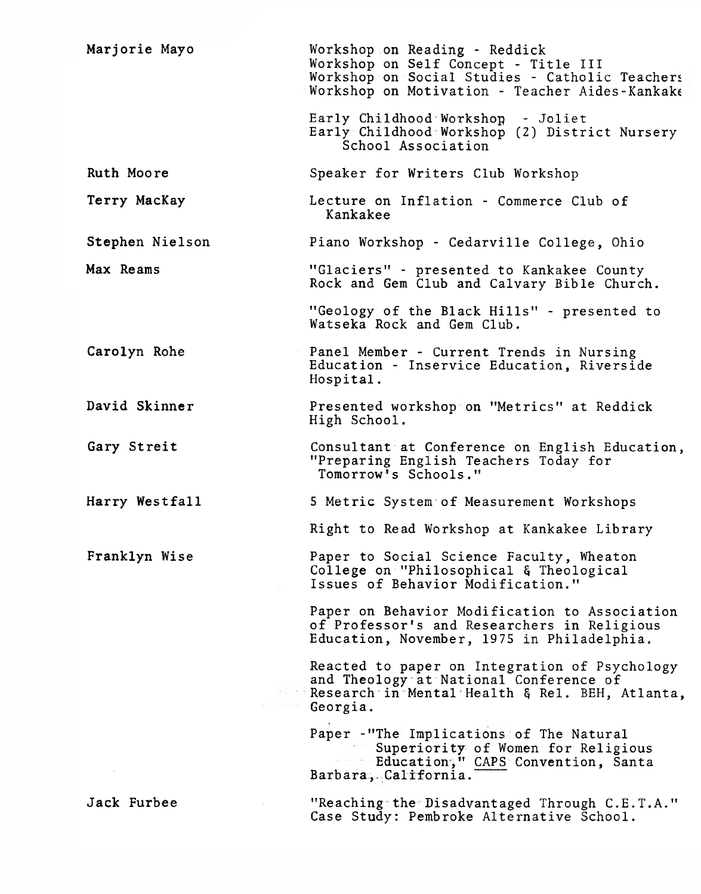| | |
|---|---|
| Marjorie Mayo | Workshop on Reading - Reddick<br>Workshop on Self Concept - Title III<br>Workshop on Social Studies - Catholic Teachers<br>Workshop on Motivation - Teacher Aides-Kankakee<br><br>Early Childhood Workshop - Joliet<br>Early Childhood Workshop (2) District Nursery School Association |
| Ruth Moore | Speaker for Writers Club Workshop |
| Terry MacKay | Lecture on Inflation - Commerce Club of Kankakee |
| Stephen Nielson | Piano Workshop - Cedarville College, Ohio |
| Max Reams | "Glaciers" - presented to Kankakee County Rock and Gem Club and Calvary Bible Church.<br><br>"Geology of the Black Hills" - presented to Watseka Rock and Gem Club. |
| Carolyn Rohe | Panel Member - Current Trends in Nursing Education - Inservice Education, Riverside Hospital. |
| David Skinner | Presented workshop on "Metrics" at Reddick High School. |
| Gary Streit | Consultant at Conference on English Education, "Preparing English Teachers Today for Tomorrow's Schools." |
| Harry Westfall | 5 Metric System of Measurement Workshops<br><br>Right to Read Workshop at Kankakee Library |
| Franklyn Wise | Paper to Social Science Faculty, Wheaton College on "Philosophical & Theological Issues of Behavior Modification."<br><br>Paper on Behavior Modification to Association of Professor's and Researchers in Religious Education, November, 1975 in Philadelphia.<br><br>Reacted to paper on Integration of Psychology and Theology at National Conference of Research in Mental Health & Rel. BEH, Atlanta, Georgia.<br><br>Paper -"The Implications of The Natural Superiority of Women for Religious Education," CAPS Convention, Santa Barbara, California. |
| Jack Furbee | "Reaching the Disadvantaged Through C.E.T.A." Case Study: Pembroke Alternative School. |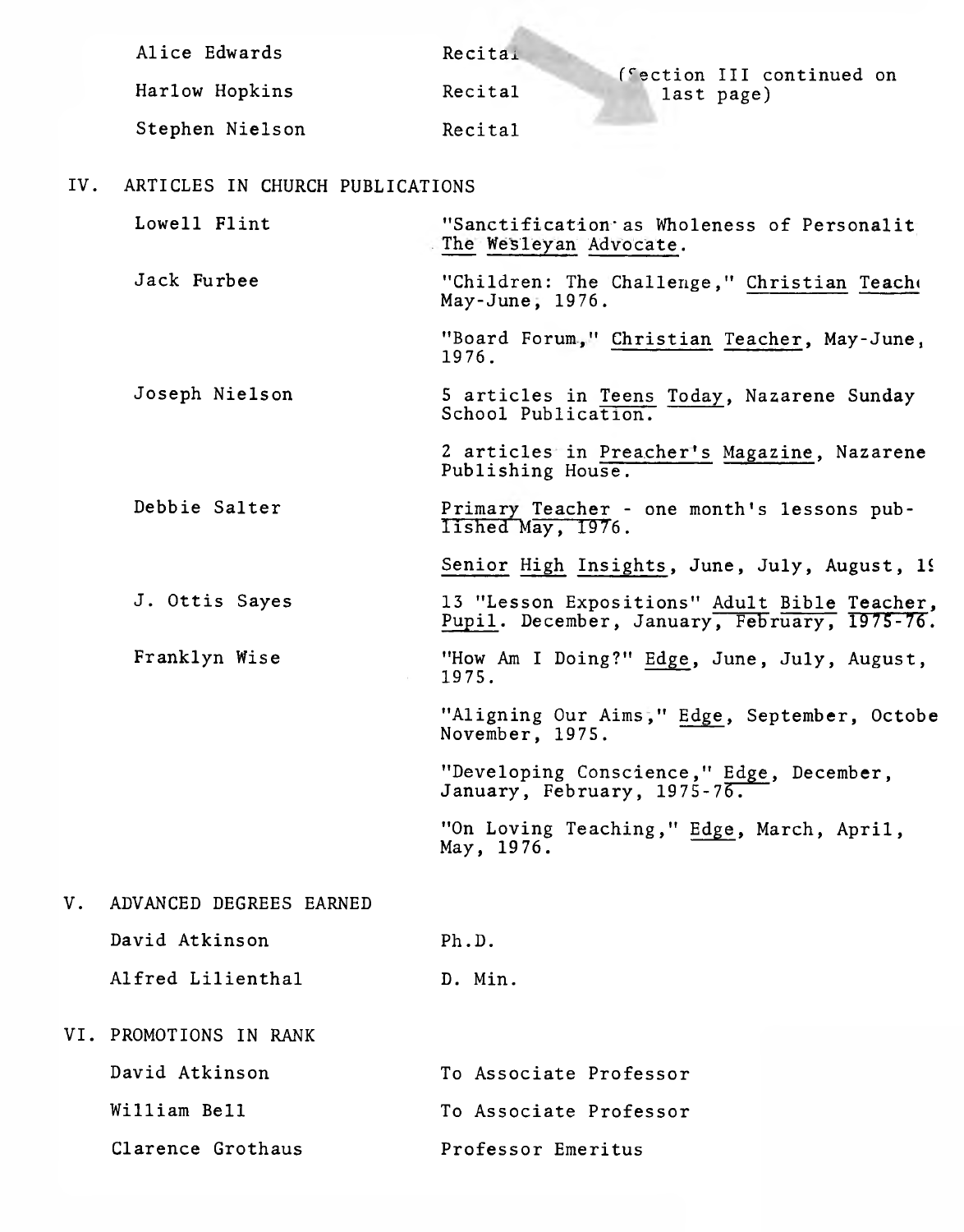| | | |
|---|---|---|
| Alice Edwards | Recital | (Section III continued on last page) |
| Harlow Hopkins | Recital | |
| Stephen Nielson | Recital | |

## IV. ARTICLES IN CHURCH PUBLICATIONS

| | |
|---|---|
| Lowell Flint | "Sanctification as Wholeness of Personalit The Wesleyan Advocate. |
| Jack Furbee | "Children: The Challenge," Christian Teach May-June, 1976. |
| | "Board Forum," Christian Teacher, May-June, 1976. |
| Joseph Nielson | 5 articles in Teens Today, Nazarene Sunday School Publication. |
| | 2 articles in Preacher's Magazine, Nazarene Publishing House. |
| Debbie Salter | Primary Teacher - one month's lessons published May, 1976. |
| | Senior High Insights, June, July, August, 1 |
| J. Ottis Sayes | 13 "Lesson Expositions" Adult Bible Teacher, Pupil. December, January, February, 1975-76. |
| Franklyn Wise | "How Am I Doing?" Edge, June, July, August, 1975. |
| | "Aligning Our Aims," Edge, September, Octobe November, 1975. |
| | "Developing Conscience," Edge, December, January, February, 1975-76. |
| | "On Loving Teaching," Edge, March, April, May, 1976. |

## V. ADVANCED DEGREES EARNED

| | |
|---|---|
| David Atkinson | Ph.D. |
| Alfred Lilienthal | D. Min. |

## VI. PROMOTIONS IN RANK

| | |
|---|---|
| David Atkinson | To Associate Professor |
| William Bell | To Associate Professor |
| Clarence Grothaus | Professor Emeritus |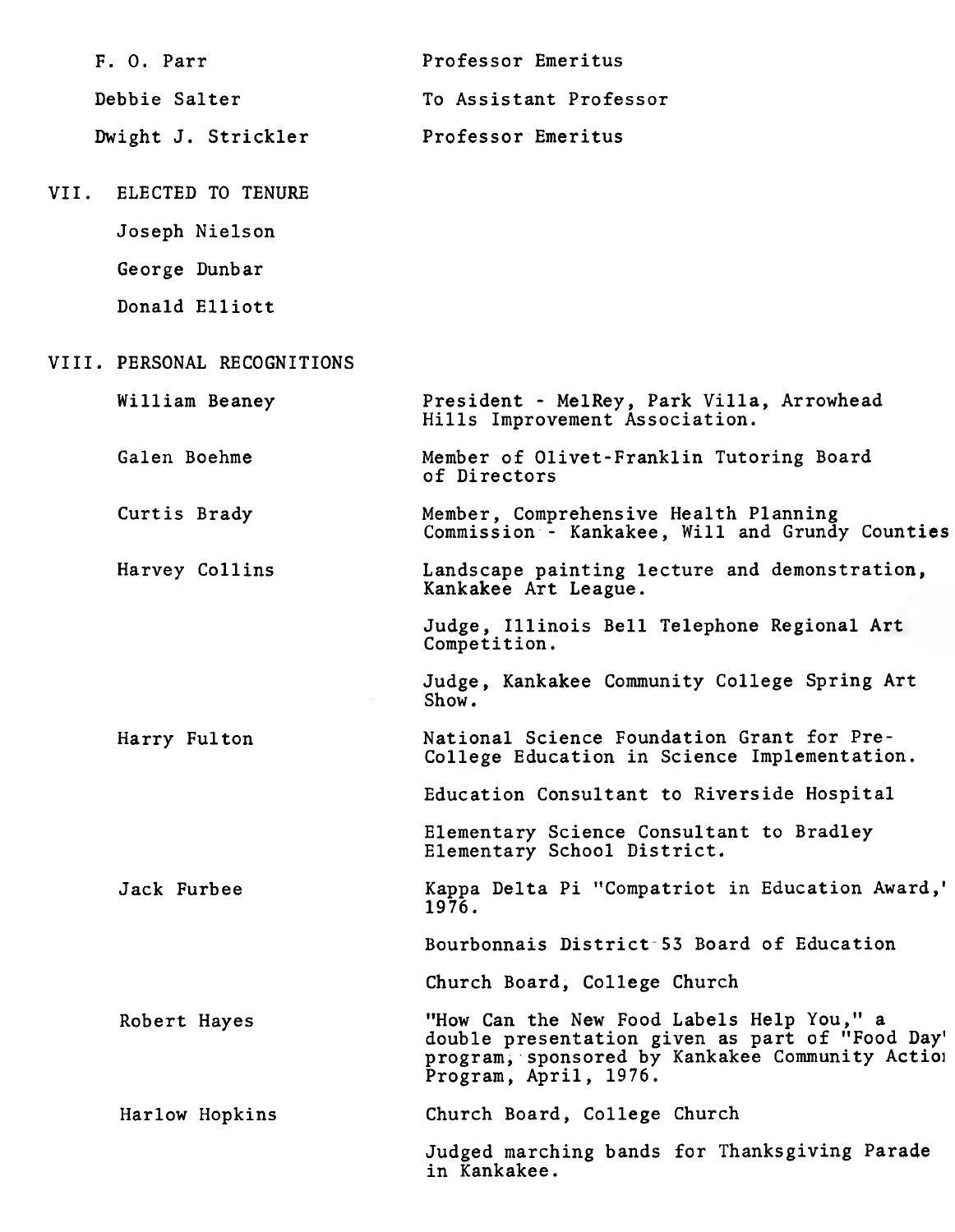| | |
|---|---|
| F. O. Parr | Professor Emeritus |
| Debbie Salter | To Assistant Professor |
| Dwight J. Strickler | Professor Emeritus |

## VII. ELECTED TO TENURE

Joseph Nielson

George Dunbar

Donald Elliott

## VIII. PERSONAL RECOGNITIONS

| | |
|---|---|
| William Beaney | President - MelRey, Park Villa, Arrowhead Hills Improvement Association. |
| Galen Boehme | Member of Olivet-Franklin Tutoring Board of Directors |
| Curtis Brady | Member, Comprehensive Health Planning Commission - Kankakee, Will and Grundy Counties |
| Harvey Collins | Landscape painting lecture and demonstration, Kankakee Art League. |
| | Judge, Illinois Bell Telephone Regional Art Competition. |
| | Judge, Kankakee Community College Spring Art Show. |
| Harry Fulton | National Science Foundation Grant for Pre-College Education in Science Implementation. |
| | Education Consultant to Riverside Hospital |
| | Elementary Science Consultant to Bradley Elementary School District. |
| Jack Furbee | Kappa Delta Pi "Compatriot in Education Award," 1976. |
| | Bourbonnais District 53 Board of Education |
| | Church Board, College Church |
| Robert Hayes | "How Can the New Food Labels Help You," a double presentation given as part of "Food Day" program, sponsored by Kankakee Community Action Program, April, 1976. |
| Harlow Hopkins | Church Board, College Church |
| | Judged marching bands for Thanksgiving Parade in Kankakee. |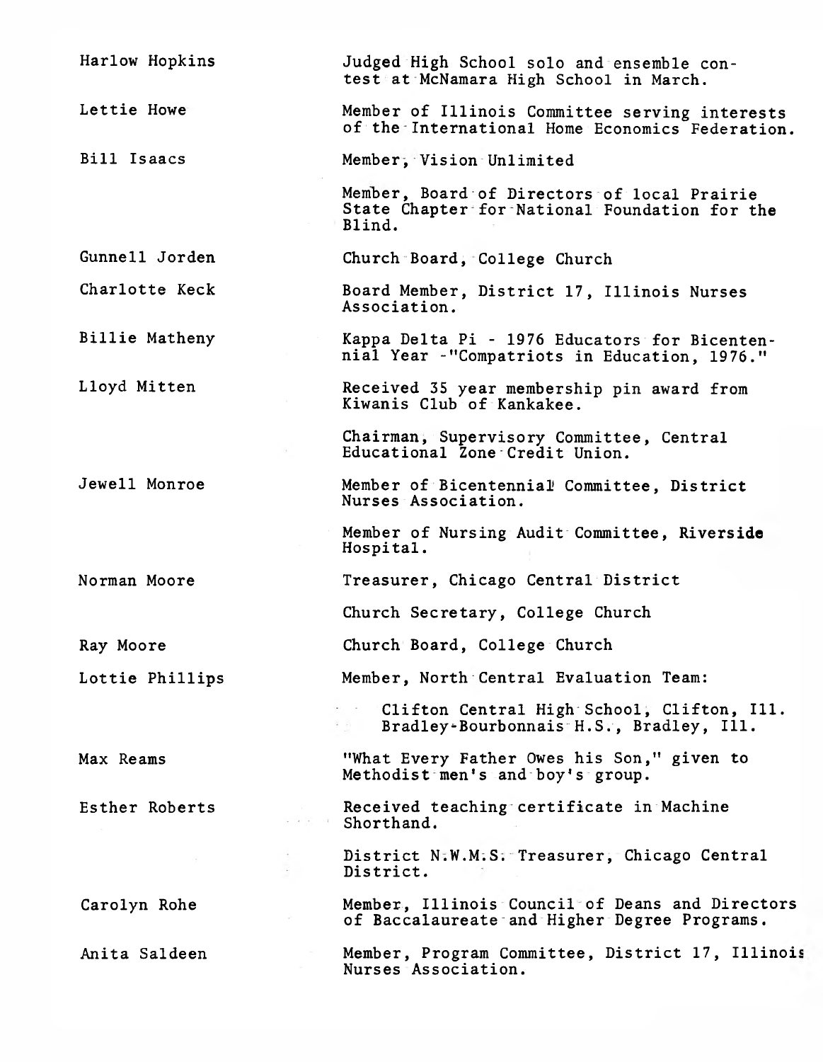| | |
|---|---|
| Harlow Hopkins | Judged High School solo and ensemble contest at McNamara High School in March. |
| Lettie Howe | Member of Illinois Committee serving interests of the International Home Economics Federation. |
| Bill Isaacs | Member, Vision Unlimited |
| | Member, Board of Directors of local Prairie State Chapter for National Foundation for the Blind. |
| Gunnell Jorden | Church Board, College Church |
| Charlotte Keck | Board Member, District 17, Illinois Nurses Association. |
| Billie Matheny | Kappa Delta Pi - 1976 Educators for Bicentennial Year -"Compatriots in Education, 1976." |
| Lloyd Mitten | Received 35 year membership pin award from Kiwanis Club of Kankakee. |
| | Chairman, Supervisory Committee, Central Educational Zone Credit Union. |
| Jewell Monroe | Member of Bicentennial Committee, District Nurses Association. |
| | Member of Nursing Audit Committee, Riverside Hospital. |
| Norman Moore | Treasurer, Chicago Central District |
| | Church Secretary, College Church |
| Ray Moore | Church Board, College Church |
| Lottie Phillips | Member, North Central Evaluation Team: Clifton Central High School, Clifton, Ill. Bradley-Bourbonnais H.S., Bradley, Ill. |
| Max Reams | "What Every Father Owes his Son," given to Methodist men's and boy's group. |
| Esther Roberts | Received teaching certificate in Machine Shorthand. |
| | District N.W.M.S. Treasurer, Chicago Central District. |
| Carolyn Rohe | Member, Illinois Council of Deans and Directors of Baccalaureate and Higher Degree Programs. |
| Anita Saldeen | Member, Program Committee, District 17, Illinois Nurses Association. |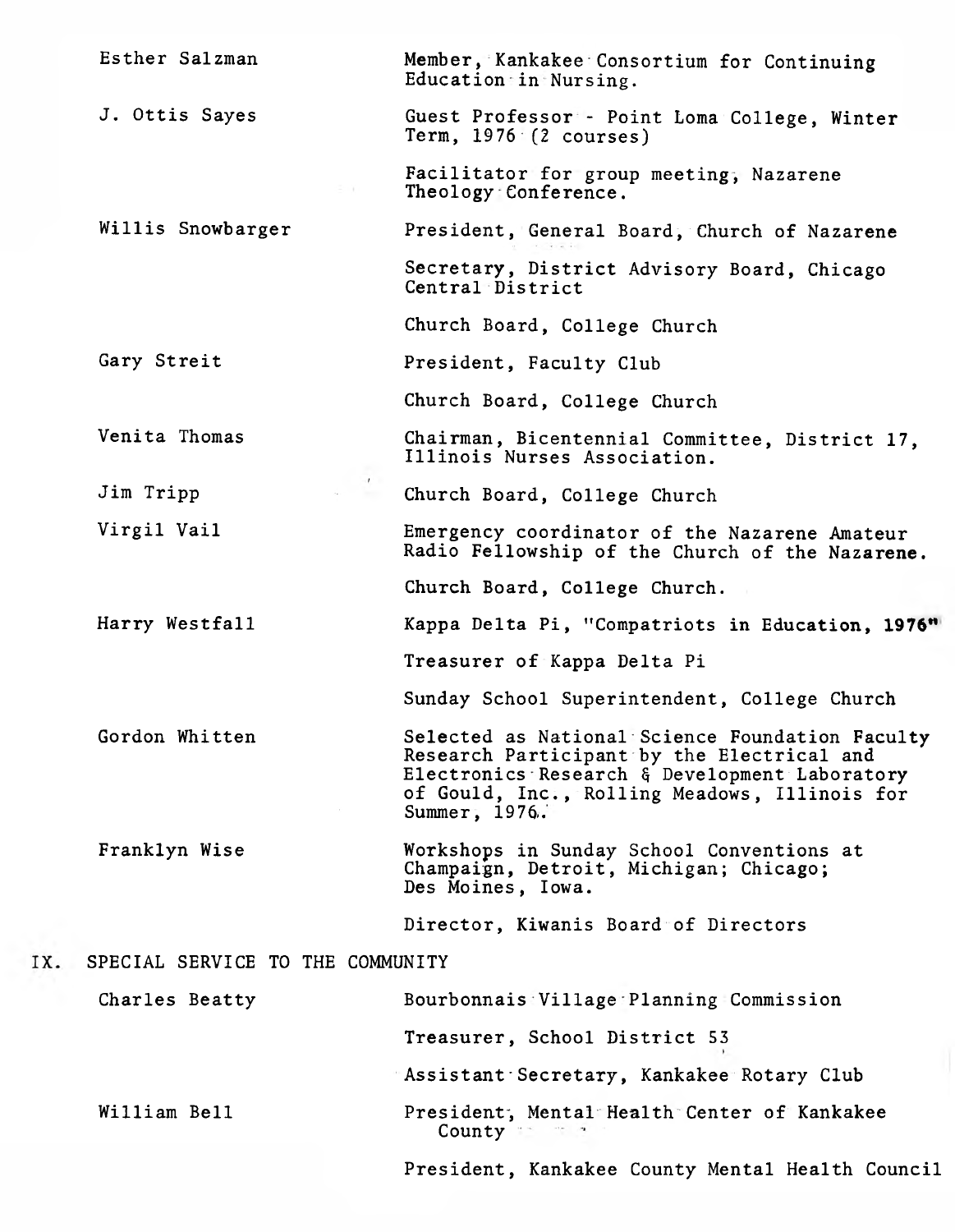| | |
|---|---|
| Esther Salzman | Member, Kankakee Consortium for Continuing Education in Nursing. |
| J. Ottis Sayes | Guest Professor - Point Loma College, Winter Term, 1976 (2 courses) |
| | Facilitator for group meeting, Nazarene Theology Conference. |
| Willis Snowbarger | President, General Board, Church of Nazarene |
| | Secretary, District Advisory Board, Chicago Central District |
| | Church Board, College Church |
| Gary Streit | President, Faculty Club |
| | Church Board, College Church |
| Venita Thomas | Chairman, Bicentennial Committee, District 17, Illinois Nurses Association. |
| Jim Tripp | Church Board, College Church |
| Virgil Vail | Emergency coordinator of the Nazarene Amateur Radio Fellowship of the Church of the Nazarene. |
| | Church Board, College Church. |
| Harry Westfall | Kappa Delta Pi, "Compatriots in Education, 1976" |
| | Treasurer of Kappa Delta Pi |
| | Sunday School Superintendent, College Church |
| Gordon Whitten | Selected as National Science Foundation Faculty Research Participant by the Electrical and Electronics Research & Development Laboratory of Gould, Inc., Rolling Meadows, Illinois for Summer, 1976. |
| Franklyn Wise | Workshops in Sunday School Conventions at Champaign, Detroit, Michigan; Chicago; Des Moines, Iowa. |
| | Director, Kiwanis Board of Directors |

## IX. SPECIAL SERVICE TO THE COMMUNITY

| | |
|---|---|
| Charles Beatty | Bourbonnais Village Planning Commission |
| | Treasurer, School District 53 |
| | Assistant Secretary, Kankakee Rotary Club |
| William Bell | President, Mental Health Center of Kankakee County |
| | President, Kankakee County Mental Health Council |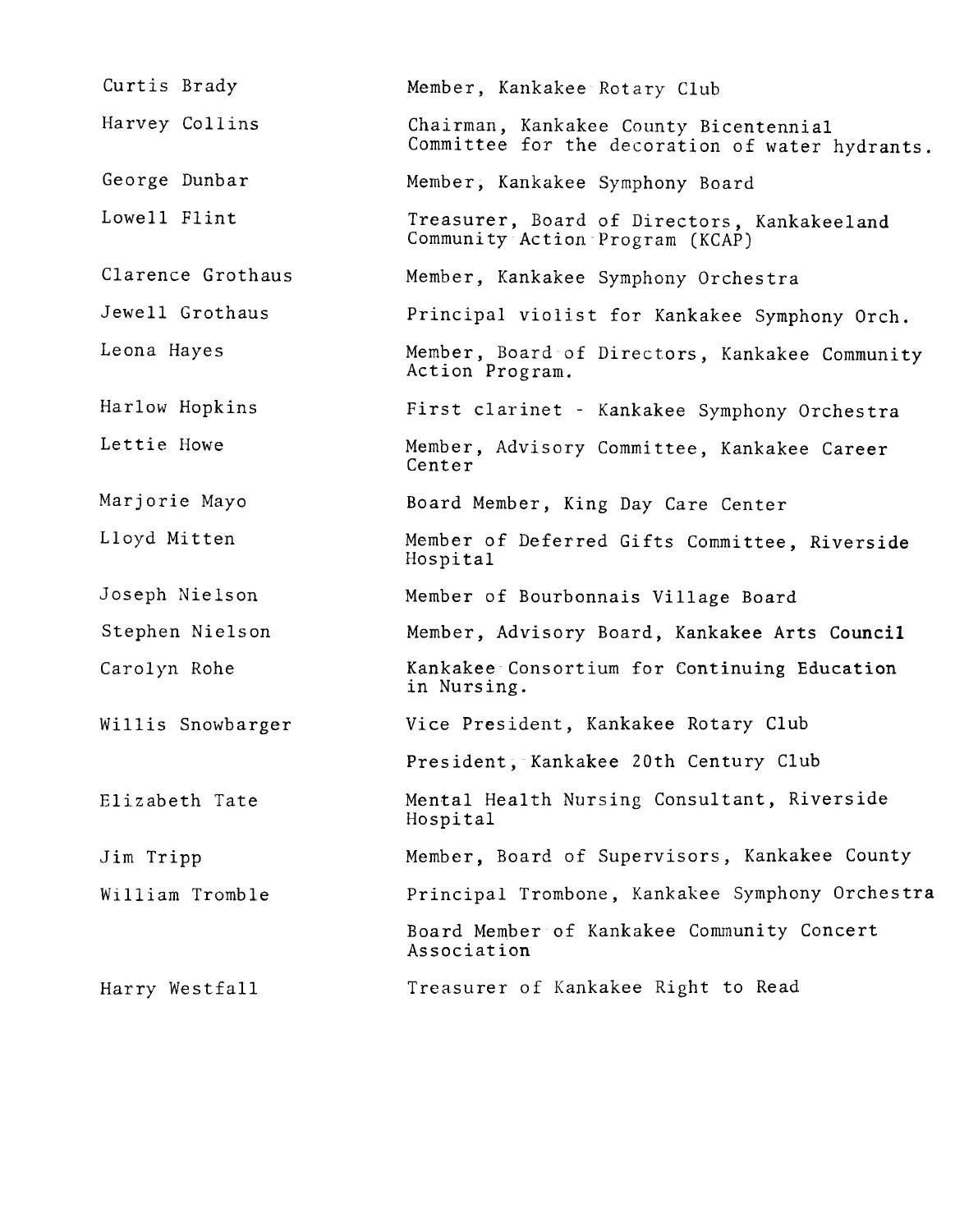| | |
|---|---|
| Curtis Brady | Member, Kankakee Rotary Club |
| Harvey Collins | Chairman, Kankakee County Bicentennial Committee for the decoration of water hydrants. |
| George Dunbar | Member, Kankakee Symphony Board |
| Lowell Flint | Treasurer, Board of Directors, Kankakeeland Community Action Program (KCAP) |
| Clarence Grothaus | Member, Kankakee Symphony Orchestra |
| Jewell Grothaus | Principal violist for Kankakee Symphony Orch. |
| Leona Hayes | Member, Board of Directors, Kankakee Community Action Program. |
| Harlow Hopkins | First clarinet - Kankakee Symphony Orchestra |
| Lettie Howe | Member, Advisory Committee, Kankakee Career Center |
| Marjorie Mayo | Board Member, King Day Care Center |
| Lloyd Mitten | Member of Deferred Gifts Committee, Riverside Hospital |
| Joseph Nielson | Member of Bourbonnais Village Board |
| Stephen Nielson | Member, Advisory Board, Kankakee Arts Council |
| Carolyn Rohe | Kankakee Consortium for Continuing Education in Nursing. |
| Willis Snowbarger | Vice President, Kankakee Rotary Club |
| | President, Kankakee 20th Century Club |
| Elizabeth Tate | Mental Health Nursing Consultant, Riverside Hospital |
| Jim Tripp | Member, Board of Supervisors, Kankakee County |
| William Tromble | Principal Trombone, Kankakee Symphony Orchestra |
| | Board Member of Kankakee Community Concert Association |
| Harry Westfall | Treasurer of Kankakee Right to Read |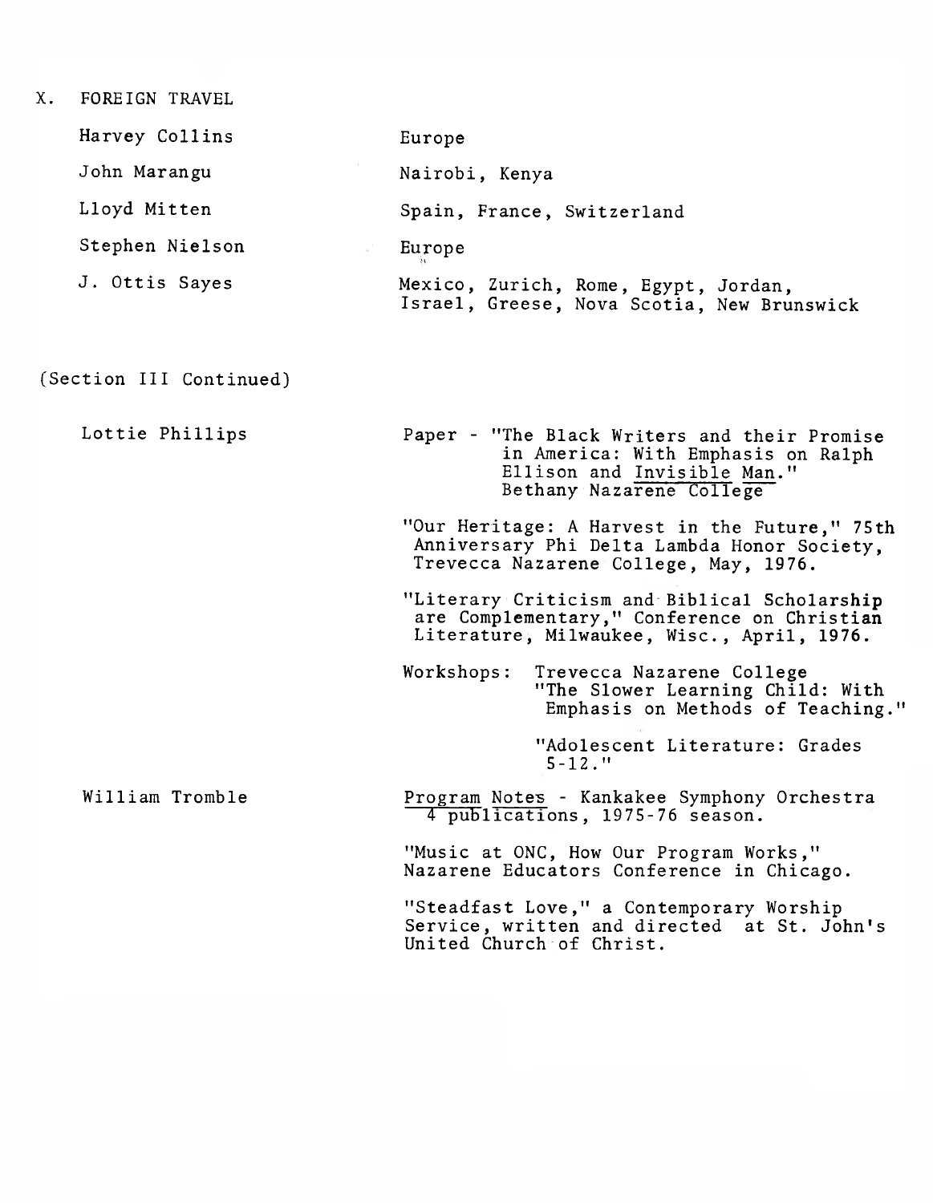## X. FOREIGN TRAVEL

| | |
|---|---|
| Harvey Collins | Europe |
| John Marangu | Nairobi, Kenya |
| Lloyd Mitten | Spain, France, Switzerland |
| Stephen Nielson | Europe |
| J. Ottis Sayes | Mexico, Zurich, Rome, Egypt, Jordan, Israel, Greese, Nova Scotia, New Brunswick |

(Section III Continued)

**Lottie Phillips**

Paper - "The Black Writers and their Promise in America: With Emphasis on Ralph Ellison and _Invisible Man_." Bethany Nazarene College

"Our Heritage: A Harvest in the Future," 75th Anniversary Phi Delta Lambda Honor Society, Trevecca Nazarene College, May, 1976.

"Literary Criticism and Biblical Scholarship are Complementary," Conference on Christian Literature, Milwaukee, Wisc., April, 1976.

Workshops: Trevecca Nazarene College
"The Slower Learning Child: With Emphasis on Methods of Teaching."

"Adolescent Literature: Grades 5-12."

**William Tromble**

_Program Notes_ - Kankakee Symphony Orchestra 4 publications, 1975-76 season.

"Music at ONC, How Our Program Works," Nazarene Educators Conference in Chicago.

"Steadfast Love," a Contemporary Worship Service, written and directed at St. John's United Church of Christ.